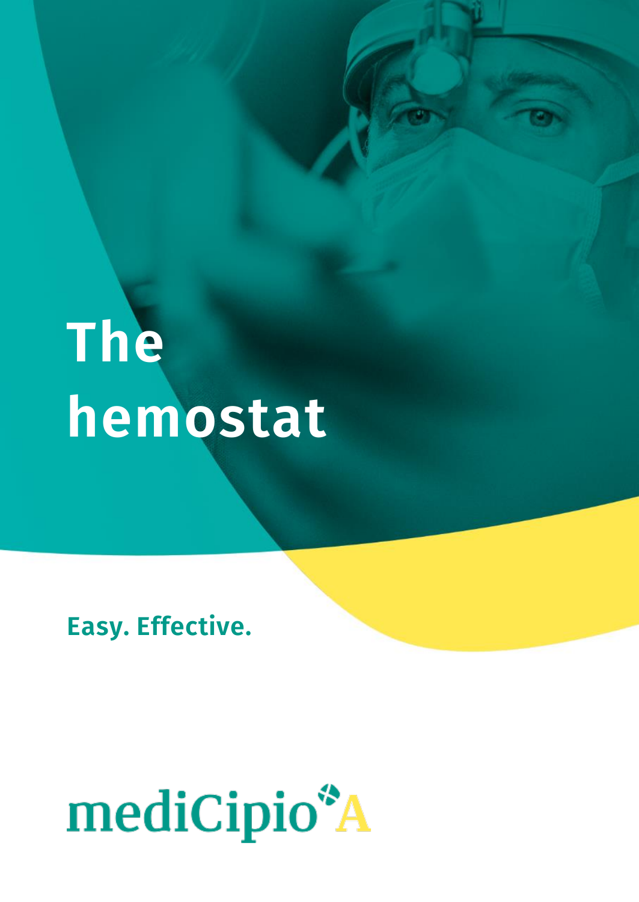# The hemostat

**Easy. Effective.**

mediCipio A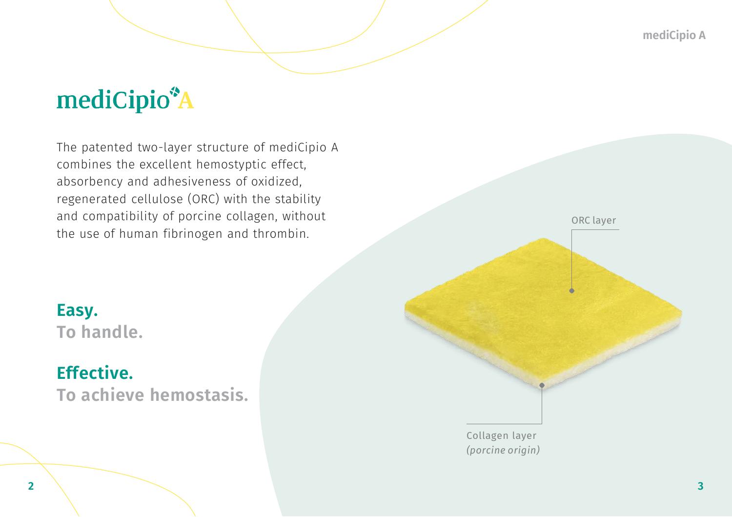# mediCipio A

The patented two-layer structure of mediCipio A combines the excellent hemostyptic effect, absorbency and adhesiveness of oxidized, regenerated cellulose (ORC) with the stability and compatibility of porcine collagen, without the use of human fibrinogen and thrombin.

**Easy.**
**To handle.**

**Effective.**
**To achieve hemostasis.**

ORC layer

Collagen layer
*(porcine origin)*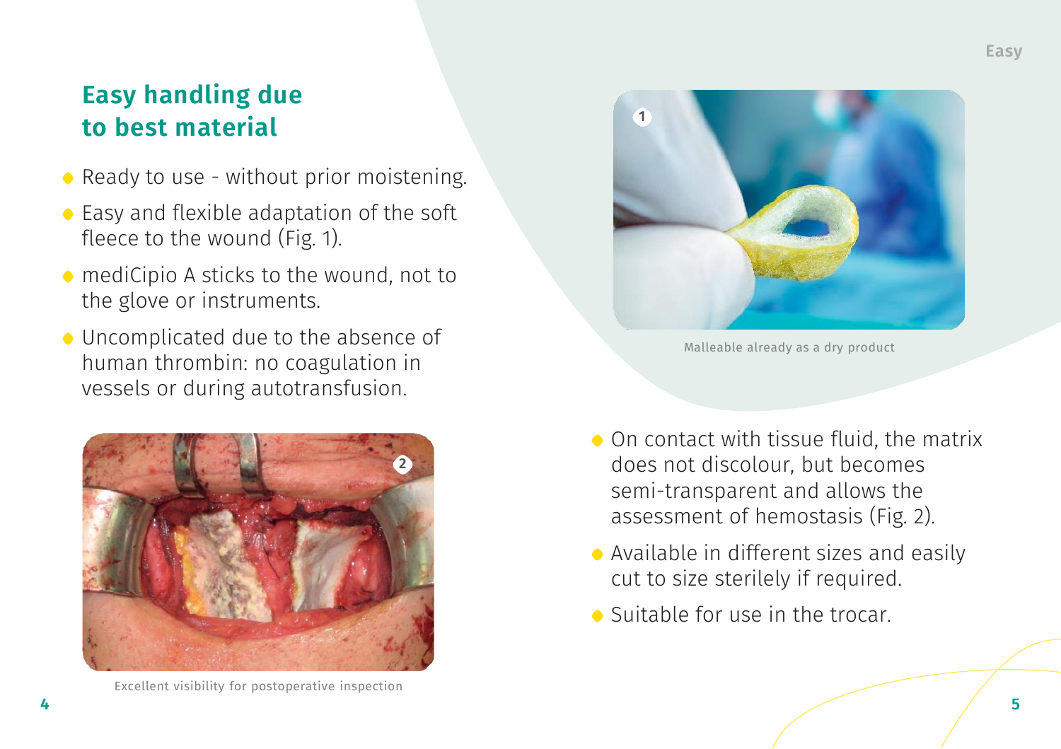## Easy handling due to best material

- Ready to use - without prior moistening.
- Easy and flexible adaptation of the soft fleece to the wound (Fig. 1).
- mediCipio A sticks to the wound, not to the glove or instruments.
- Uncomplicated due to the absence of human thrombin: no coagulation in vessels or during autotransfusion.

Excellent visibility for postoperative inspection

Malleable already as a dry product

- On contact with tissue fluid, the matrix does not discolour, but becomes semi-transparent and allows the assessment of hemostasis (Fig. 2).
- Available in different sizes and easily cut to size sterilely if required.
- Suitable for use in the trocar.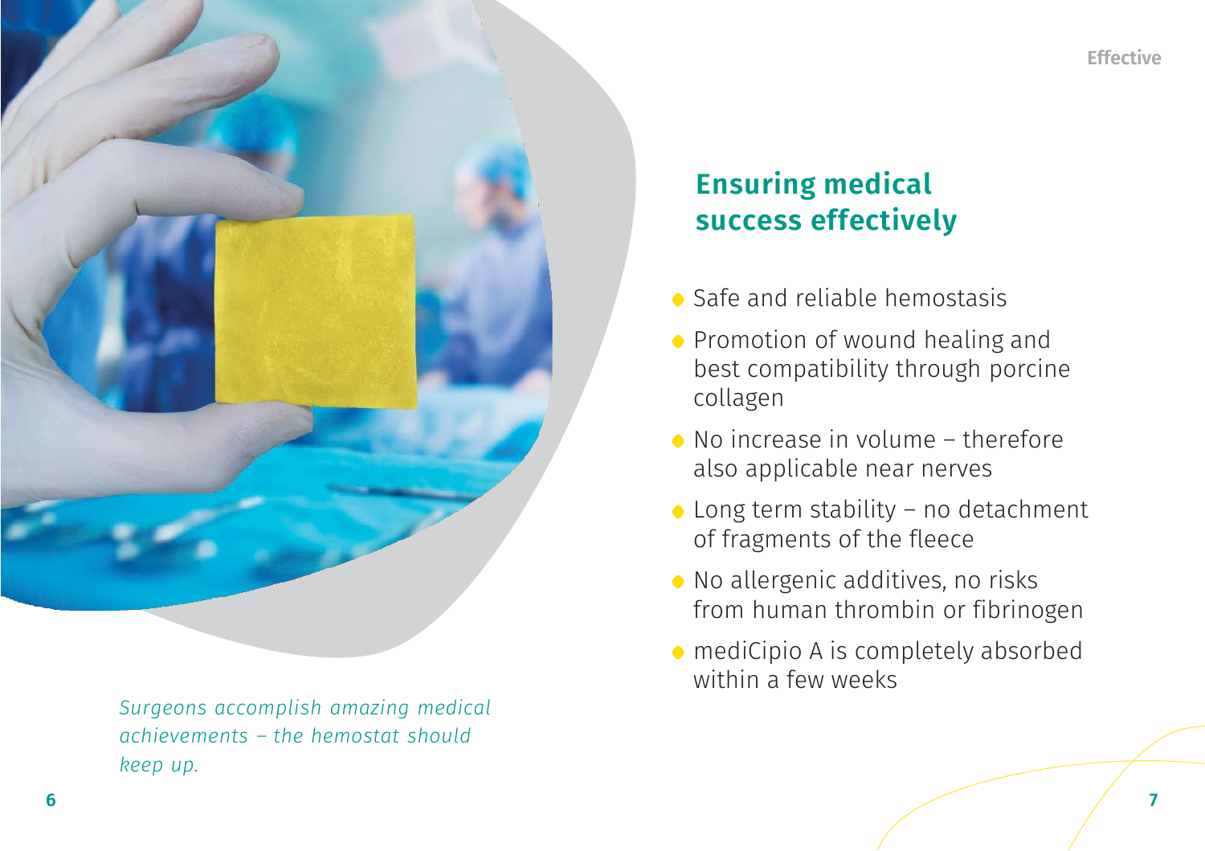*Surgeons accomplish amazing medical achievements – the hemostat should keep up.*

## Ensuring medical success effectively

- Safe and reliable hemostasis
- Promotion of wound healing and best compatibility through porcine collagen
- No increase in volume – therefore also applicable near nerves
- Long term stability – no detachment of fragments of the fleece
- No allergenic additives, no risks from human thrombin or fibrinogen
- mediCipio A is completely absorbed within a few weeks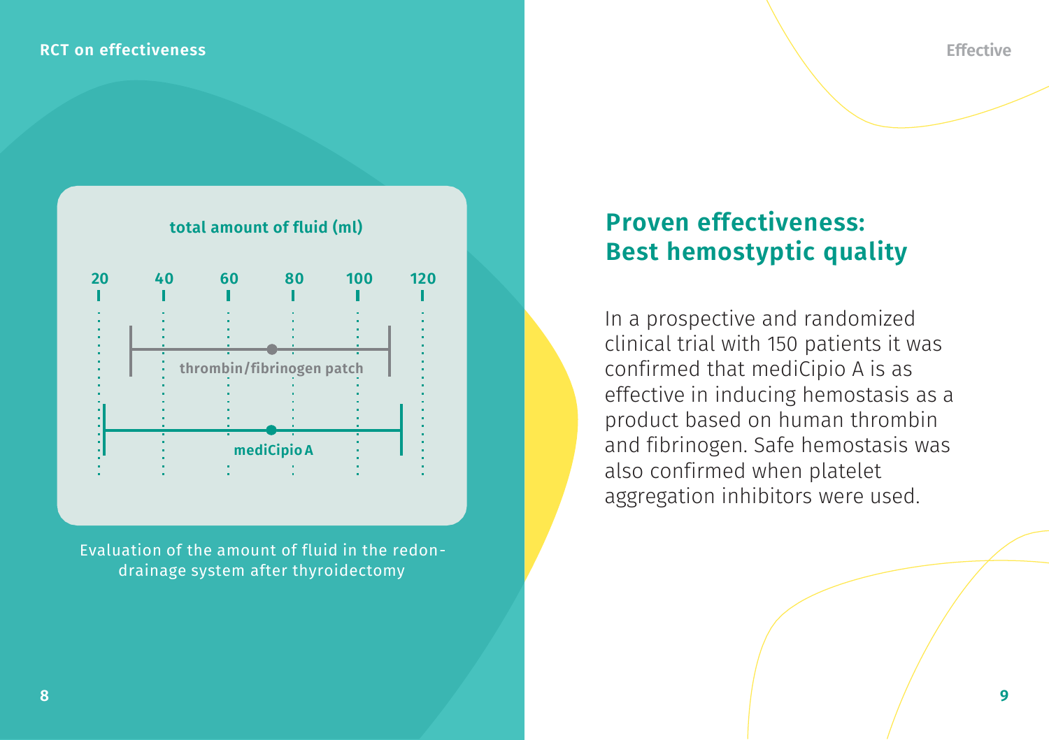## RCT on effectiveness

**total amount of fluid (ml)**

20 | 40 | 60 | 80 | 100 | 120

thrombin/fibrinogen patch

mediCipio A

Evaluation of the amount of fluid in the redon-drainage system after thyroidectomy

# Proven effectiveness: Best hemostyptic quality

In a prospective and randomized clinical trial with 150 patients it was confirmed that mediCipio A is as effective in inducing hemostasis as a product based on human thrombin and fibrinogen. Safe hemostasis was also confirmed when platelet aggregation inhibitors were used.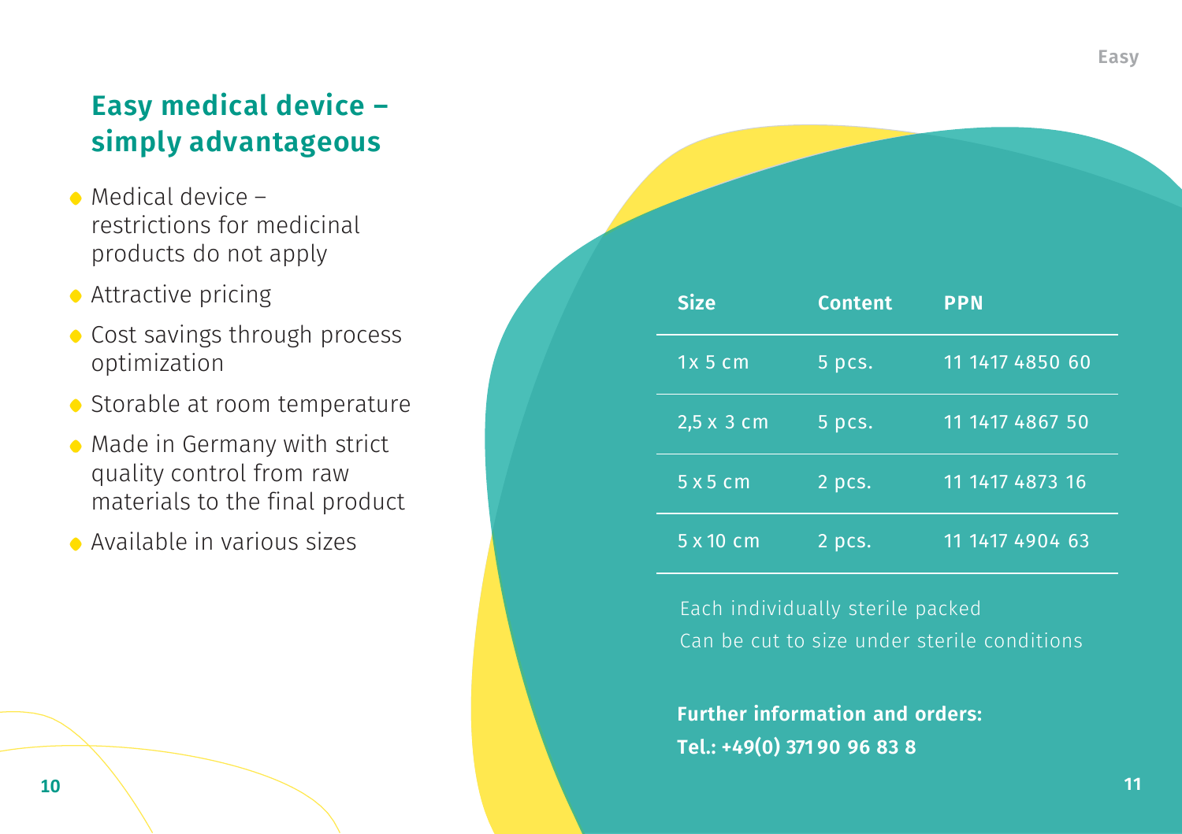## Easy medical device – simply advantageous

- Medical device – restrictions for medicinal products do not apply
- Attractive pricing
- Cost savings through process optimization
- Storable at room temperature
- Made in Germany with strict quality control from raw materials to the final product
- Available in various sizes

| Size | Content | PPN |
|---|---|---|
| 1x 5 cm | 5 pcs. | 11 1417 4850 60 |
| 2,5 x 3 cm | 5 pcs. | 11 1417 4867 50 |
| 5 x 5 cm | 2 pcs. | 11 1417 4873 16 |
| 5 x 10 cm | 2 pcs. | 11 1417 4904 63 |

Each individually sterile packed
Can be cut to size under sterile conditions

**Further information and orders:**
**Tel.: +49(0) 371 90 96 83 8**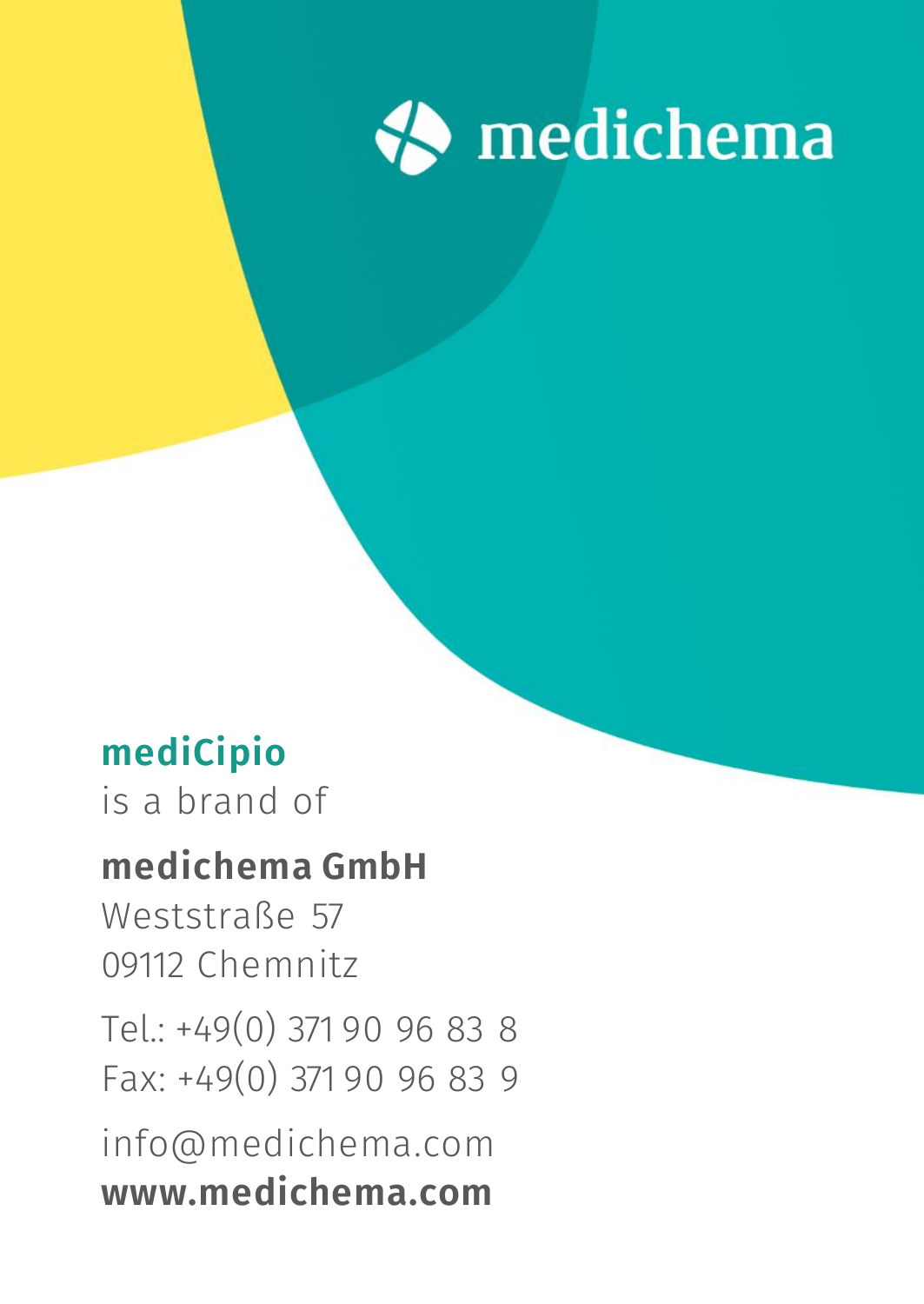medichema

**mediCipio**
is a brand of

**medichema GmbH**
Weststraße 57
09112 Chemnitz

Tel.: +49(0) 371 90 96 83 8
Fax: +49(0) 371 90 96 83 9

info@medichema.com
**www.medichema.com**